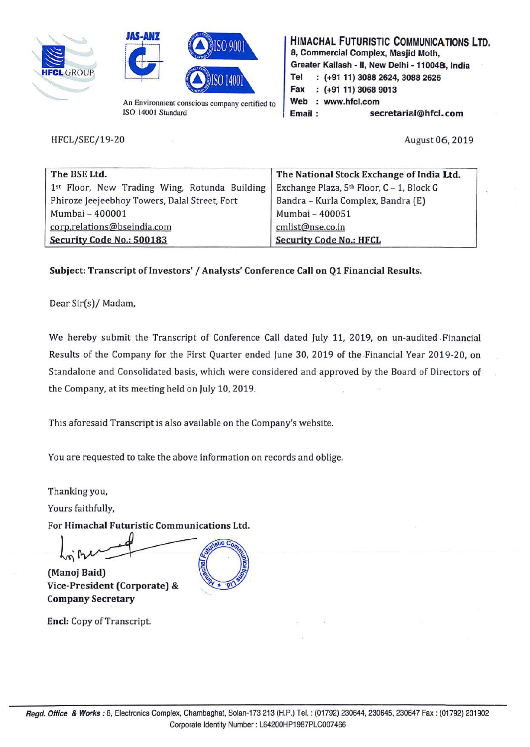**HIMACHAL FUTURISTIC COMMUNICATIONS LTD.**
8, Commercial Complex, Masjid Moth,
Greater Kailash - II, New Delhi - 110048, India
Tel : (+91 11) 3088 2624, 3088 2626
Fax : (+91 11) 3068 9013
Web : www.hfcl.com
Email : secretarial@hfcl.com

An Environment conscious company certified to ISO 14001 Standard

HFCL/SEC/19-20

August 06, 2019

| The BSE Ltd. | The National Stock Exchange of India Ltd. |
|---|---|
| 1st Floor, New Trading Wing, Rotunda Building | Exchange Plaza, 5th Floor, C – 1, Block G |
| Phiroze Jeejeebhoy Towers, Dalal Street, Fort | Bandra – Kurla Complex, Bandra (E) |
| Mumbai – 400001 | Mumbai – 400051 |
| corp.relations@bseindia.com | cmlist@nse.co.in |
| **Security Code No.: 500183** | **Security Code No.: HFCL** |

**Subject: Transcript of Investors' / Analysts' Conference Call on Q1 Financial Results.**

Dear Sir(s)/ Madam,

We hereby submit the Transcript of Conference Call dated July 11, 2019, on un-audited Financial Results of the Company for the First Quarter ended June 30, 2019 of the Financial Year 2019-20, on Standalone and Consolidated basis, which were considered and approved by the Board of Directors of the Company, at its meeting held on July 10, 2019.

This aforesaid Transcript is also available on the Company's website.

You are requested to take the above information on records and oblige.

Thanking you,

Yours faithfully,

For **Himachal Futuristic Communications Ltd.**

**(Manoj Baid)**
**Vice-President (Corporate) &**
**Company Secretary**

**Encl:** Copy of Transcript.

***Regd. Office & Works :*** 8, Electronics Complex, Chambaghat, Solan-173 213 (H.P.) Tel. : (01792) 230644, 230645, 230647 Fax : (01792) 231902
Corporate Identity Number : L64200HP1987PLC007466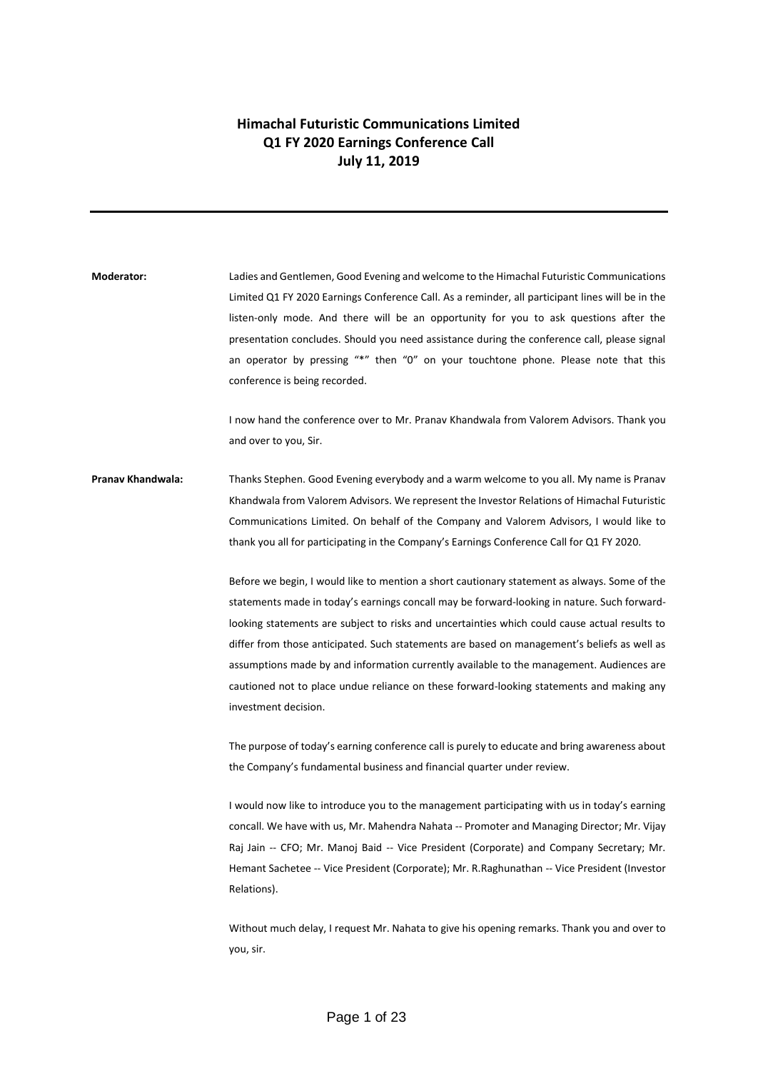# Himachal Futuristic Communications Limited
# Q1 FY 2020 Earnings Conference Call
# July 11, 2019

---

**Moderator:** Ladies and Gentlemen, Good Evening and welcome to the Himachal Futuristic Communications Limited Q1 FY 2020 Earnings Conference Call. As a reminder, all participant lines will be in the listen-only mode. And there will be an opportunity for you to ask questions after the presentation concludes. Should you need assistance during the conference call, please signal an operator by pressing "*" then "0" on your touchtone phone. Please note that this conference is being recorded.

I now hand the conference over to Mr. Pranav Khandwala from Valorem Advisors. Thank you and over to you, Sir.

**Pranav Khandwala:** Thanks Stephen. Good Evening everybody and a warm welcome to you all. My name is Pranav Khandwala from Valorem Advisors. We represent the Investor Relations of Himachal Futuristic Communications Limited. On behalf of the Company and Valorem Advisors, I would like to thank you all for participating in the Company's Earnings Conference Call for Q1 FY 2020.

Before we begin, I would like to mention a short cautionary statement as always. Some of the statements made in today's earnings concall may be forward-looking in nature. Such forward-looking statements are subject to risks and uncertainties which could cause actual results to differ from those anticipated. Such statements are based on management's beliefs as well as assumptions made by and information currently available to the management. Audiences are cautioned not to place undue reliance on these forward-looking statements and making any investment decision.

The purpose of today's earning conference call is purely to educate and bring awareness about the Company's fundamental business and financial quarter under review.

I would now like to introduce you to the management participating with us in today's earning concall. We have with us, Mr. Mahendra Nahata -- Promoter and Managing Director; Mr. Vijay Raj Jain -- CFO; Mr. Manoj Baid -- Vice President (Corporate) and Company Secretary; Mr. Hemant Sachetee -- Vice President (Corporate); Mr. R.Raghunathan -- Vice President (Investor Relations).

Without much delay, I request Mr. Nahata to give his opening remarks. Thank you and over to you, sir.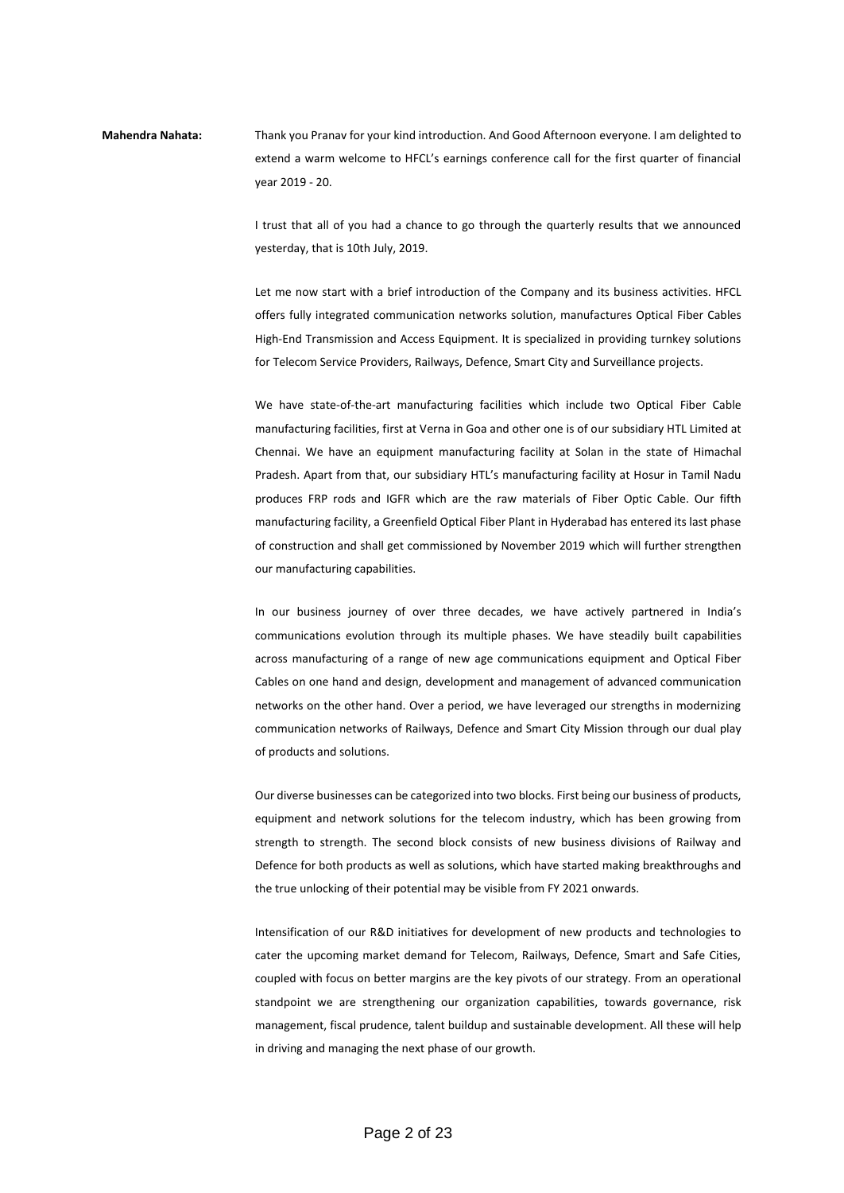**Mahendra Nahata:** Thank you Pranav for your kind introduction. And Good Afternoon everyone. I am delighted to extend a warm welcome to HFCL's earnings conference call for the first quarter of financial year 2019 - 20.

I trust that all of you had a chance to go through the quarterly results that we announced yesterday, that is 10th July, 2019.

Let me now start with a brief introduction of the Company and its business activities. HFCL offers fully integrated communication networks solution, manufactures Optical Fiber Cables High-End Transmission and Access Equipment. It is specialized in providing turnkey solutions for Telecom Service Providers, Railways, Defence, Smart City and Surveillance projects.

We have state-of-the-art manufacturing facilities which include two Optical Fiber Cable manufacturing facilities, first at Verna in Goa and other one is of our subsidiary HTL Limited at Chennai. We have an equipment manufacturing facility at Solan in the state of Himachal Pradesh. Apart from that, our subsidiary HTL's manufacturing facility at Hosur in Tamil Nadu produces FRP rods and IGFR which are the raw materials of Fiber Optic Cable. Our fifth manufacturing facility, a Greenfield Optical Fiber Plant in Hyderabad has entered its last phase of construction and shall get commissioned by November 2019 which will further strengthen our manufacturing capabilities.

In our business journey of over three decades, we have actively partnered in India's communications evolution through its multiple phases. We have steadily built capabilities across manufacturing of a range of new age communications equipment and Optical Fiber Cables on one hand and design, development and management of advanced communication networks on the other hand. Over a period, we have leveraged our strengths in modernizing communication networks of Railways, Defence and Smart City Mission through our dual play of products and solutions.

Our diverse businesses can be categorized into two blocks. First being our business of products, equipment and network solutions for the telecom industry, which has been growing from strength to strength. The second block consists of new business divisions of Railway and Defence for both products as well as solutions, which have started making breakthroughs and the true unlocking of their potential may be visible from FY 2021 onwards.

Intensification of our R&D initiatives for development of new products and technologies to cater the upcoming market demand for Telecom, Railways, Defence, Smart and Safe Cities, coupled with focus on better margins are the key pivots of our strategy. From an operational standpoint we are strengthening our organization capabilities, towards governance, risk management, fiscal prudence, talent buildup and sustainable development. All these will help in driving and managing the next phase of our growth.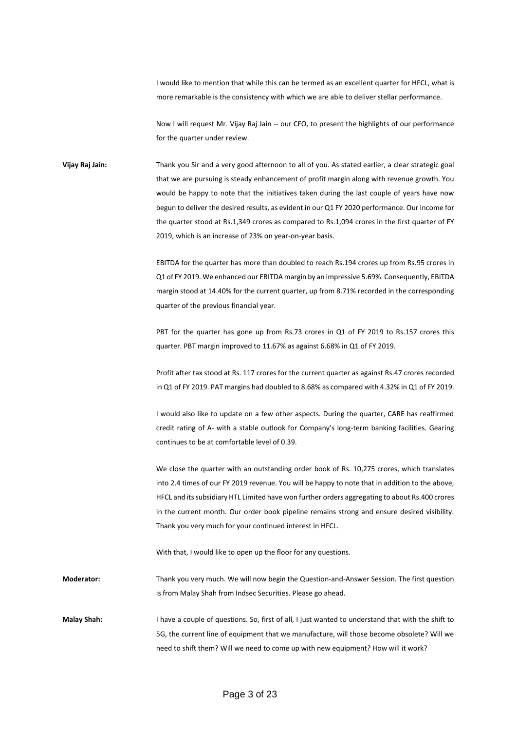I would like to mention that while this can be termed as an excellent quarter for HFCL, what is more remarkable is the consistency with which we are able to deliver stellar performance.

Now I will request Mr. Vijay Raj Jain -- our CFO, to present the highlights of our performance for the quarter under review.

**Vijay Raj Jain:** Thank you Sir and a very good afternoon to all of you. As stated earlier, a clear strategic goal that we are pursuing is steady enhancement of profit margin along with revenue growth. You would be happy to note that the initiatives taken during the last couple of years have now begun to deliver the desired results, as evident in our Q1 FY 2020 performance. Our income for the quarter stood at Rs.1,349 crores as compared to Rs.1,094 crores in the first quarter of FY 2019, which is an increase of 23% on year-on-year basis.

EBITDA for the quarter has more than doubled to reach Rs.194 crores up from Rs.95 crores in Q1 of FY 2019. We enhanced our EBITDA margin by an impressive 5.69%. Consequently, EBITDA margin stood at 14.40% for the current quarter, up from 8.71% recorded in the corresponding quarter of the previous financial year.

PBT for the quarter has gone up from Rs.73 crores in Q1 of FY 2019 to Rs.157 crores this quarter. PBT margin improved to 11.67% as against 6.68% in Q1 of FY 2019.

Profit after tax stood at Rs. 117 crores for the current quarter as against Rs.47 crores recorded in Q1 of FY 2019. PAT margins had doubled to 8.68% as compared with 4.32% in Q1 of FY 2019.

I would also like to update on a few other aspects. During the quarter, CARE has reaffirmed credit rating of A- with a stable outlook for Company's long-term banking facilities. Gearing continues to be at comfortable level of 0.39.

We close the quarter with an outstanding order book of Rs. 10,275 crores, which translates into 2.4 times of our FY 2019 revenue. You will be happy to note that in addition to the above, HFCL and its subsidiary HTL Limited have won further orders aggregating to about Rs.400 crores in the current month. Our order book pipeline remains strong and ensure desired visibility. Thank you very much for your continued interest in HFCL.

With that, I would like to open up the floor for any questions.

**Moderator:** Thank you very much. We will now begin the Question-and-Answer Session. The first question is from Malay Shah from Indsec Securities. Please go ahead.

**Malay Shah:** I have a couple of questions. So, first of all, I just wanted to understand that with the shift to 5G, the current line of equipment that we manufacture, will those become obsolete? Will we need to shift them? Will we need to come up with new equipment? How will it work?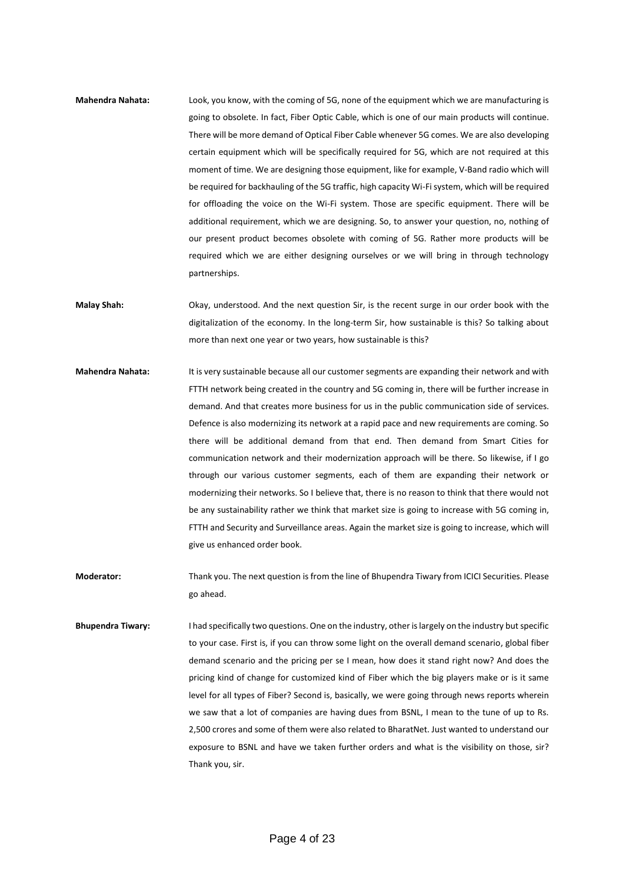**Mahendra Nahata:** Look, you know, with the coming of 5G, none of the equipment which we are manufacturing is going to obsolete. In fact, Fiber Optic Cable, which is one of our main products will continue. There will be more demand of Optical Fiber Cable whenever 5G comes. We are also developing certain equipment which will be specifically required for 5G, which are not required at this moment of time. We are designing those equipment, like for example, V-Band radio which will be required for backhauling of the 5G traffic, high capacity Wi-Fi system, which will be required for offloading the voice on the Wi-Fi system. Those are specific equipment. There will be additional requirement, which we are designing. So, to answer your question, no, nothing of our present product becomes obsolete with coming of 5G. Rather more products will be required which we are either designing ourselves or we will bring in through technology partnerships.

**Malay Shah:** Okay, understood. And the next question Sir, is the recent surge in our order book with the digitalization of the economy. In the long-term Sir, how sustainable is this? So talking about more than next one year or two years, how sustainable is this?

**Mahendra Nahata:** It is very sustainable because all our customer segments are expanding their network and with FTTH network being created in the country and 5G coming in, there will be further increase in demand. And that creates more business for us in the public communication side of services. Defence is also modernizing its network at a rapid pace and new requirements are coming. So there will be additional demand from that end. Then demand from Smart Cities for communication network and their modernization approach will be there. So likewise, if I go through our various customer segments, each of them are expanding their network or modernizing their networks. So I believe that, there is no reason to think that there would not be any sustainability rather we think that market size is going to increase with 5G coming in, FTTH and Security and Surveillance areas. Again the market size is going to increase, which will give us enhanced order book.

**Moderator:** Thank you. The next question is from the line of Bhupendra Tiwary from ICICI Securities. Please go ahead.

**Bhupendra Tiwary:** I had specifically two questions. One on the industry, other is largely on the industry but specific to your case. First is, if you can throw some light on the overall demand scenario, global fiber demand scenario and the pricing per se I mean, how does it stand right now? And does the pricing kind of change for customized kind of Fiber which the big players make or is it same level for all types of Fiber? Second is, basically, we were going through news reports wherein we saw that a lot of companies are having dues from BSNL, I mean to the tune of up to Rs. 2,500 crores and some of them were also related to BharatNet. Just wanted to understand our exposure to BSNL and have we taken further orders and what is the visibility on those, sir? Thank you, sir.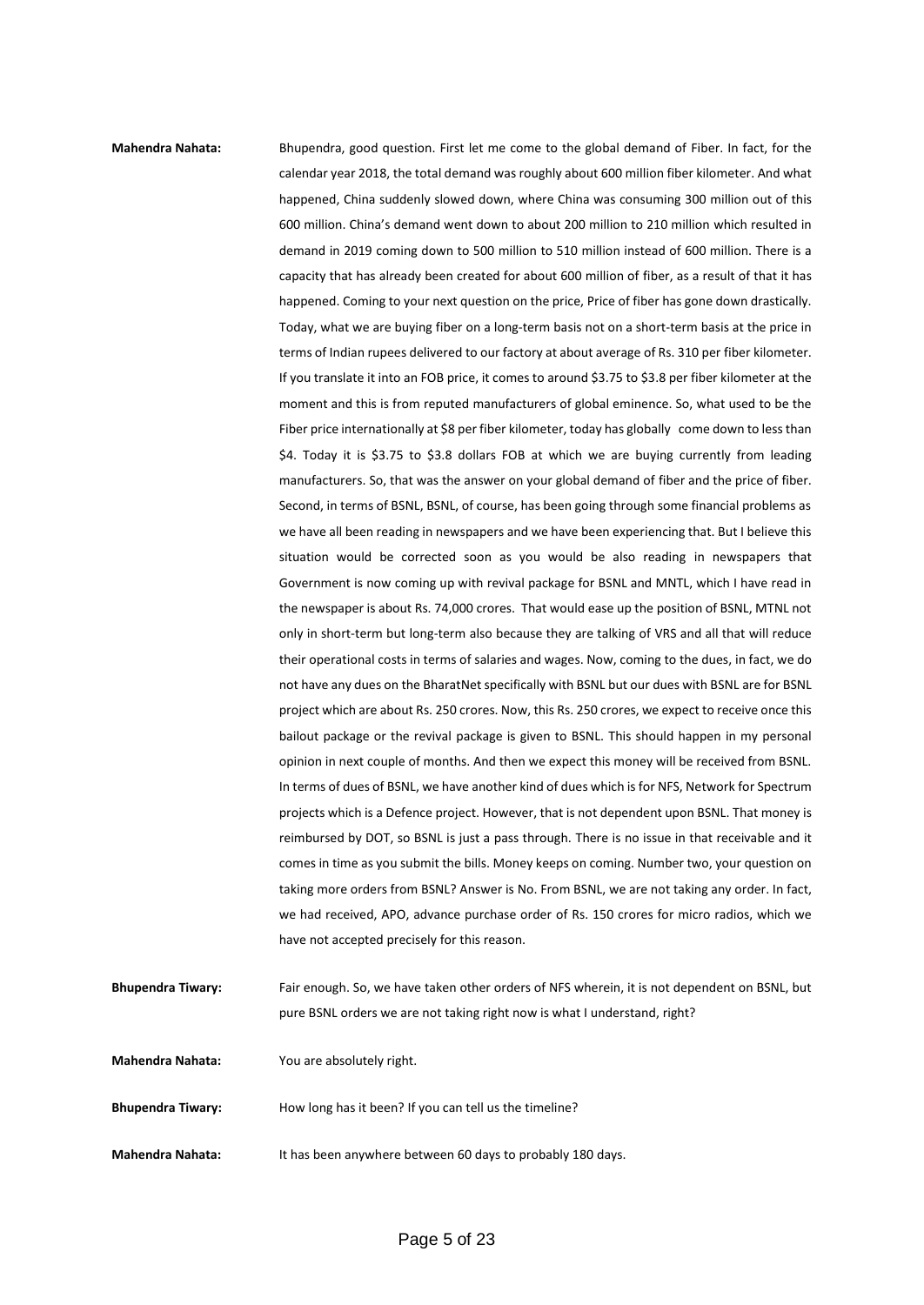**Mahendra Nahata:** Bhupendra, good question. First let me come to the global demand of Fiber. In fact, for the calendar year 2018, the total demand was roughly about 600 million fiber kilometer. And what happened, China suddenly slowed down, where China was consuming 300 million out of this 600 million. China's demand went down to about 200 million to 210 million which resulted in demand in 2019 coming down to 500 million to 510 million instead of 600 million. There is a capacity that has already been created for about 600 million of fiber, as a result of that it has happened. Coming to your next question on the price, Price of fiber has gone down drastically. Today, what we are buying fiber on a long-term basis not on a short-term basis at the price in terms of Indian rupees delivered to our factory at about average of Rs. 310 per fiber kilometer. If you translate it into an FOB price, it comes to around $3.75 to $3.8 per fiber kilometer at the moment and this is from reputed manufacturers of global eminence. So, what used to be the Fiber price internationally at $8 per fiber kilometer, today has globally come down to less than $4. Today it is $3.75 to $3.8 dollars FOB at which we are buying currently from leading manufacturers. So, that was the answer on your global demand of fiber and the price of fiber. Second, in terms of BSNL, BSNL, of course, has been going through some financial problems as we have all been reading in newspapers and we have been experiencing that. But I believe this situation would be corrected soon as you would be also reading in newspapers that Government is now coming up with revival package for BSNL and MNTL, which I have read in the newspaper is about Rs. 74,000 crores. That would ease up the position of BSNL, MTNL not only in short-term but long-term also because they are talking of VRS and all that will reduce their operational costs in terms of salaries and wages. Now, coming to the dues, in fact, we do not have any dues on the BharatNet specifically with BSNL but our dues with BSNL are for BSNL project which are about Rs. 250 crores. Now, this Rs. 250 crores, we expect to receive once this bailout package or the revival package is given to BSNL. This should happen in my personal opinion in next couple of months. And then we expect this money will be received from BSNL. In terms of dues of BSNL, we have another kind of dues which is for NFS, Network for Spectrum projects which is a Defence project. However, that is not dependent upon BSNL. That money is reimbursed by DOT, so BSNL is just a pass through. There is no issue in that receivable and it comes in time as you submit the bills. Money keeps on coming. Number two, your question on taking more orders from BSNL? Answer is No. From BSNL, we are not taking any order. In fact, we had received, APO, advance purchase order of Rs. 150 crores for micro radios, which we have not accepted precisely for this reason.

**Bhupendra Tiwary:** Fair enough. So, we have taken other orders of NFS wherein, it is not dependent on BSNL, but pure BSNL orders we are not taking right now is what I understand, right?

**Mahendra Nahata:** You are absolutely right.

**Bhupendra Tiwary:** How long has it been? If you can tell us the timeline?

**Mahendra Nahata:** It has been anywhere between 60 days to probably 180 days.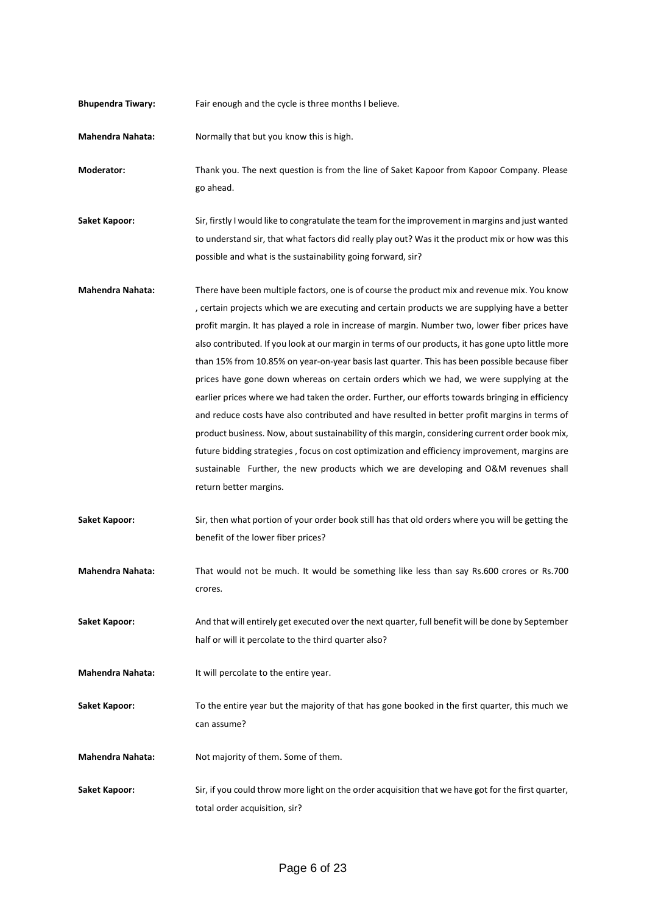**Bhupendra Tiwary:** Fair enough and the cycle is three months I believe.

**Mahendra Nahata:** Normally that but you know this is high.

**Moderator:** Thank you. The next question is from the line of Saket Kapoor from Kapoor Company. Please go ahead.

**Saket Kapoor:** Sir, firstly I would like to congratulate the team for the improvement in margins and just wanted to understand sir, that what factors did really play out? Was it the product mix or how was this possible and what is the sustainability going forward, sir?

**Mahendra Nahata:** There have been multiple factors, one is of course the product mix and revenue mix. You know , certain projects which we are executing and certain products we are supplying have a better profit margin. It has played a role in increase of margin. Number two, lower fiber prices have also contributed. If you look at our margin in terms of our products, it has gone upto little more than 15% from 10.85% on year-on-year basis last quarter. This has been possible because fiber prices have gone down whereas on certain orders which we had, we were supplying at the earlier prices where we had taken the order. Further, our efforts towards bringing in efficiency and reduce costs have also contributed and have resulted in better profit margins in terms of product business. Now, about sustainability of this margin, considering current order book mix, future bidding strategies , focus on cost optimization and efficiency improvement, margins are sustainable Further, the new products which we are developing and O&M revenues shall return better margins.

**Saket Kapoor:** Sir, then what portion of your order book still has that old orders where you will be getting the benefit of the lower fiber prices?

**Mahendra Nahata:** That would not be much. It would be something like less than say Rs.600 crores or Rs.700 crores.

**Saket Kapoor:** And that will entirely get executed over the next quarter, full benefit will be done by September half or will it percolate to the third quarter also?

**Mahendra Nahata:** It will percolate to the entire year.

**Saket Kapoor:** To the entire year but the majority of that has gone booked in the first quarter, this much we can assume?

**Mahendra Nahata:** Not majority of them. Some of them.

**Saket Kapoor:** Sir, if you could throw more light on the order acquisition that we have got for the first quarter, total order acquisition, sir?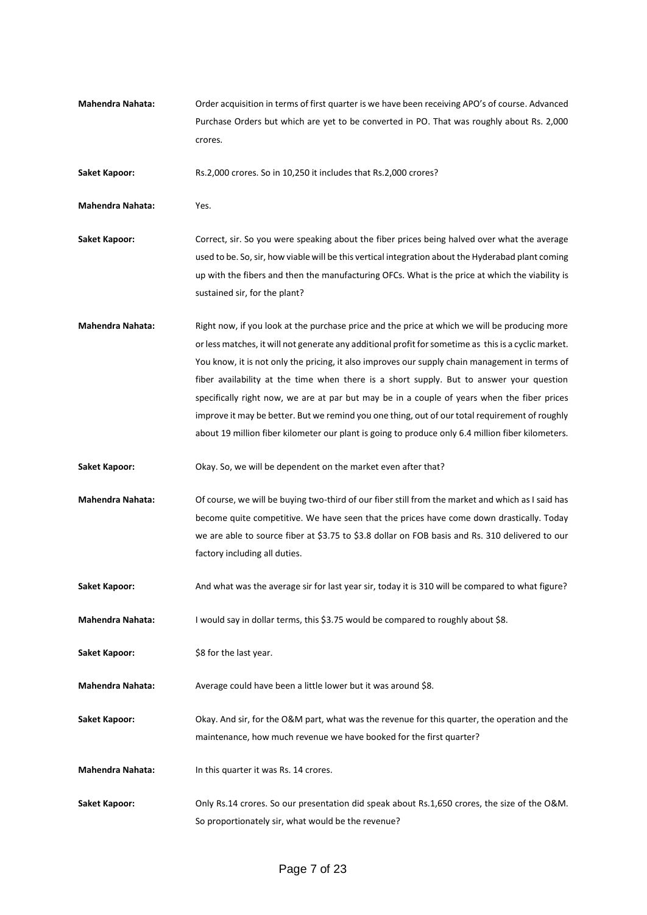**Mahendra Nahata:** Order acquisition in terms of first quarter is we have been receiving APO's of course. Advanced Purchase Orders but which are yet to be converted in PO. That was roughly about Rs. 2,000 crores.

**Saket Kapoor:** Rs.2,000 crores. So in 10,250 it includes that Rs.2,000 crores?

**Mahendra Nahata:** Yes.

**Saket Kapoor:** Correct, sir. So you were speaking about the fiber prices being halved over what the average used to be. So, sir, how viable will be this vertical integration about the Hyderabad plant coming up with the fibers and then the manufacturing OFCs. What is the price at which the viability is sustained sir, for the plant?

**Mahendra Nahata:** Right now, if you look at the purchase price and the price at which we will be producing more or less matches, it will not generate any additional profit for sometime as this is a cyclic market. You know, it is not only the pricing, it also improves our supply chain management in terms of fiber availability at the time when there is a short supply. But to answer your question specifically right now, we are at par but may be in a couple of years when the fiber prices improve it may be better. But we remind you one thing, out of our total requirement of roughly about 19 million fiber kilometer our plant is going to produce only 6.4 million fiber kilometers.

**Saket Kapoor:** Okay. So, we will be dependent on the market even after that?

**Mahendra Nahata:** Of course, we will be buying two-third of our fiber still from the market and which as I said has become quite competitive. We have seen that the prices have come down drastically. Today we are able to source fiber at \$3.75 to \$3.8 dollar on FOB basis and Rs. 310 delivered to our factory including all duties.

**Saket Kapoor:** And what was the average sir for last year sir, today it is 310 will be compared to what figure?

**Mahendra Nahata:** I would say in dollar terms, this \$3.75 would be compared to roughly about \$8.

**Saket Kapoor:** \$8 for the last year.

**Mahendra Nahata:** Average could have been a little lower but it was around \$8.

**Saket Kapoor:** Okay. And sir, for the O&M part, what was the revenue for this quarter, the operation and the maintenance, how much revenue we have booked for the first quarter?

**Mahendra Nahata:** In this quarter it was Rs. 14 crores.

**Saket Kapoor:** Only Rs.14 crores. So our presentation did speak about Rs.1,650 crores, the size of the O&M. So proportionately sir, what would be the revenue?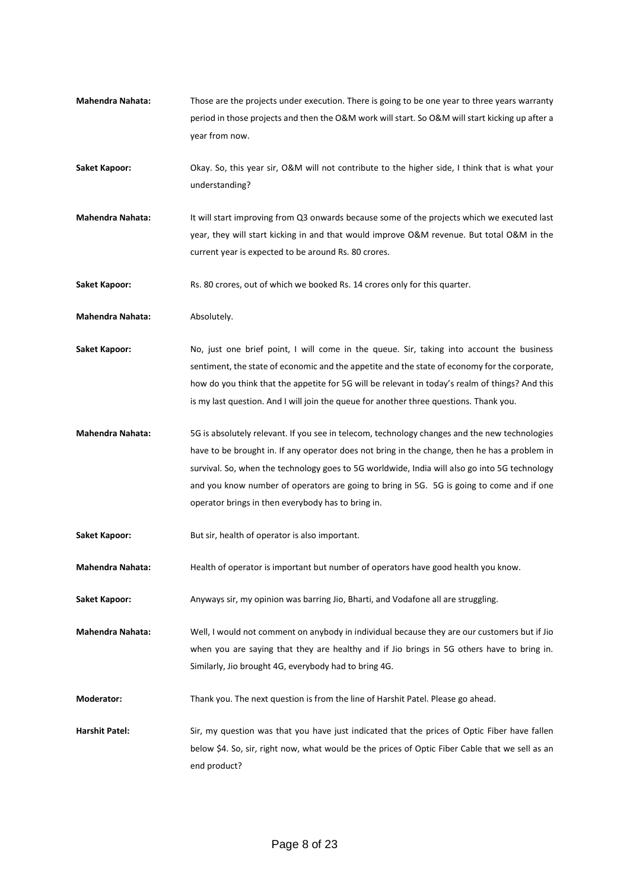**Mahendra Nahata:** Those are the projects under execution. There is going to be one year to three years warranty period in those projects and then the O&M work will start. So O&M will start kicking up after a year from now.

**Saket Kapoor:** Okay. So, this year sir, O&M will not contribute to the higher side, I think that is what your understanding?

**Mahendra Nahata:** It will start improving from Q3 onwards because some of the projects which we executed last year, they will start kicking in and that would improve O&M revenue. But total O&M in the current year is expected to be around Rs. 80 crores.

**Saket Kapoor:** Rs. 80 crores, out of which we booked Rs. 14 crores only for this quarter.

**Mahendra Nahata:** Absolutely.

**Saket Kapoor:** No, just one brief point, I will come in the queue. Sir, taking into account the business sentiment, the state of economic and the appetite and the state of economy for the corporate, how do you think that the appetite for 5G will be relevant in today's realm of things? And this is my last question. And I will join the queue for another three questions. Thank you.

**Mahendra Nahata:** 5G is absolutely relevant. If you see in telecom, technology changes and the new technologies have to be brought in. If any operator does not bring in the change, then he has a problem in survival. So, when the technology goes to 5G worldwide, India will also go into 5G technology and you know number of operators are going to bring in 5G. 5G is going to come and if one operator brings in then everybody has to bring in.

**Saket Kapoor:** But sir, health of operator is also important.

**Mahendra Nahata:** Health of operator is important but number of operators have good health you know.

**Saket Kapoor:** Anyways sir, my opinion was barring Jio, Bharti, and Vodafone all are struggling.

**Mahendra Nahata:** Well, I would not comment on anybody in individual because they are our customers but if Jio when you are saying that they are healthy and if Jio brings in 5G others have to bring in. Similarly, Jio brought 4G, everybody had to bring 4G.

**Moderator:** Thank you. The next question is from the line of Harshit Patel. Please go ahead.

**Harshit Patel:** Sir, my question was that you have just indicated that the prices of Optic Fiber have fallen below $4. So, sir, right now, what would be the prices of Optic Fiber Cable that we sell as an end product?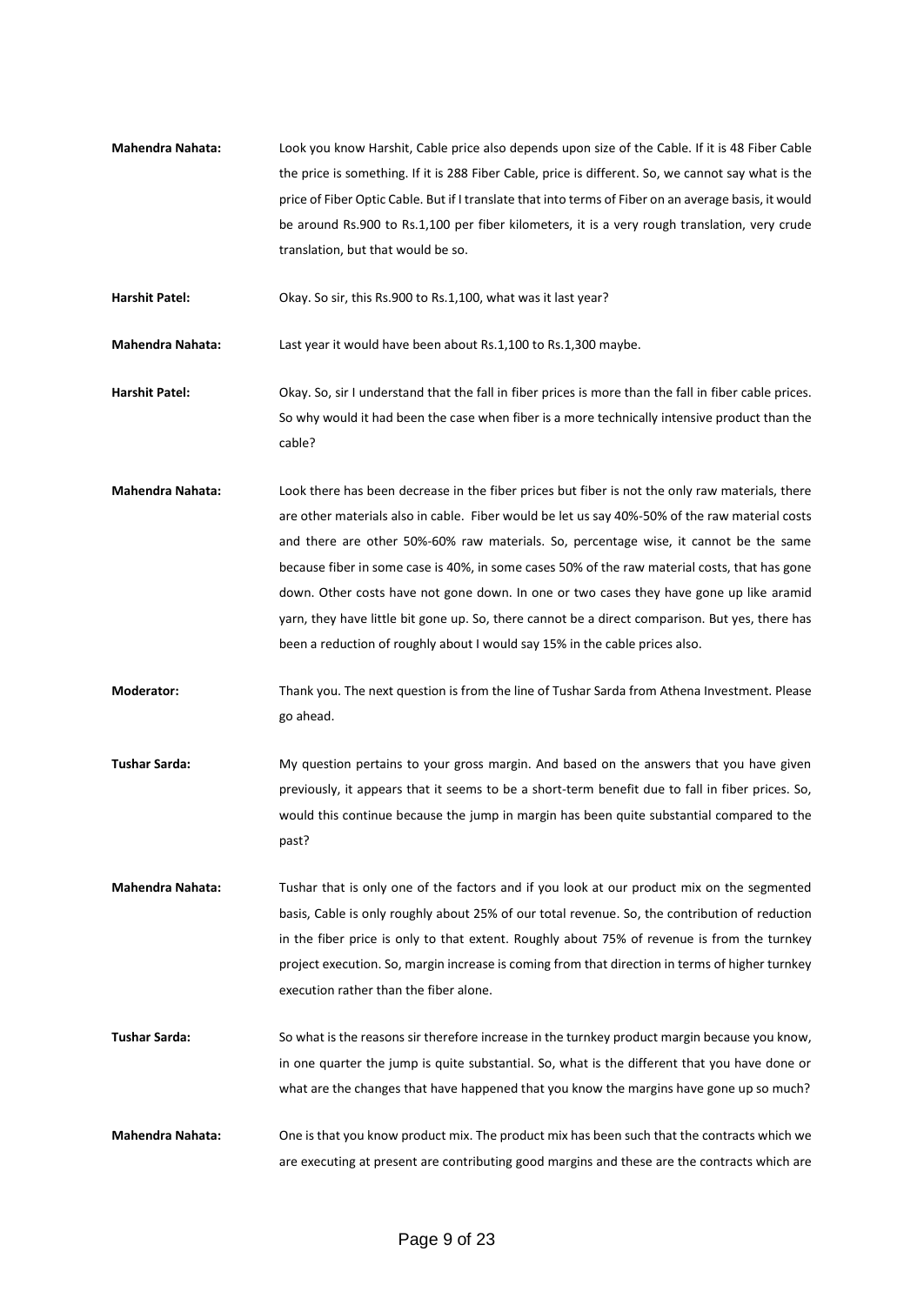**Mahendra Nahata:** Look you know Harshit, Cable price also depends upon size of the Cable. If it is 48 Fiber Cable the price is something. If it is 288 Fiber Cable, price is different. So, we cannot say what is the price of Fiber Optic Cable. But if I translate that into terms of Fiber on an average basis, it would be around Rs.900 to Rs.1,100 per fiber kilometers, it is a very rough translation, very crude translation, but that would be so.

**Harshit Patel:** Okay. So sir, this Rs.900 to Rs.1,100, what was it last year?

**Mahendra Nahata:** Last year it would have been about Rs.1,100 to Rs.1,300 maybe.

**Harshit Patel:** Okay. So, sir I understand that the fall in fiber prices is more than the fall in fiber cable prices. So why would it had been the case when fiber is a more technically intensive product than the cable?

**Mahendra Nahata:** Look there has been decrease in the fiber prices but fiber is not the only raw materials, there are other materials also in cable. Fiber would be let us say 40%-50% of the raw material costs and there are other 50%-60% raw materials. So, percentage wise, it cannot be the same because fiber in some case is 40%, in some cases 50% of the raw material costs, that has gone down. Other costs have not gone down. In one or two cases they have gone up like aramid yarn, they have little bit gone up. So, there cannot be a direct comparison. But yes, there has been a reduction of roughly about I would say 15% in the cable prices also.

**Moderator:** Thank you. The next question is from the line of Tushar Sarda from Athena Investment. Please go ahead.

**Tushar Sarda:** My question pertains to your gross margin. And based on the answers that you have given previously, it appears that it seems to be a short-term benefit due to fall in fiber prices. So, would this continue because the jump in margin has been quite substantial compared to the past?

**Mahendra Nahata:** Tushar that is only one of the factors and if you look at our product mix on the segmented basis, Cable is only roughly about 25% of our total revenue. So, the contribution of reduction in the fiber price is only to that extent. Roughly about 75% of revenue is from the turnkey project execution. So, margin increase is coming from that direction in terms of higher turnkey execution rather than the fiber alone.

**Tushar Sarda:** So what is the reasons sir therefore increase in the turnkey product margin because you know, in one quarter the jump is quite substantial. So, what is the different that you have done or what are the changes that have happened that you know the margins have gone up so much?

**Mahendra Nahata:** One is that you know product mix. The product mix has been such that the contracts which we are executing at present are contributing good margins and these are the contracts which are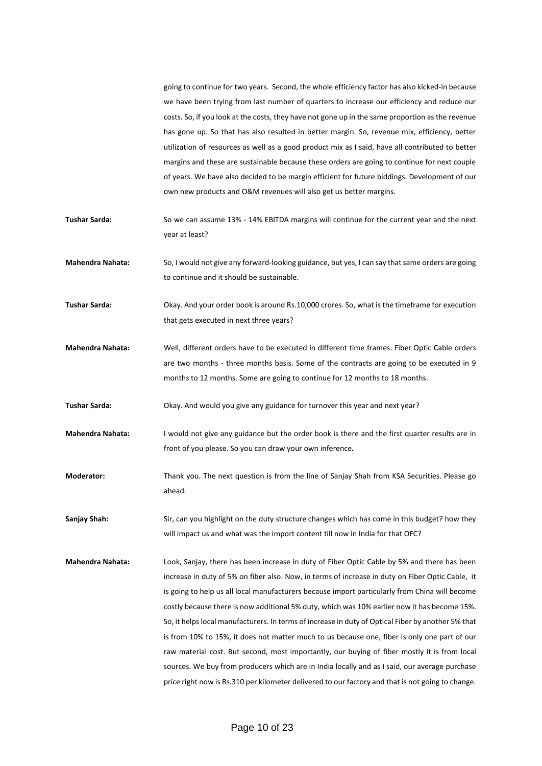going to continue for two years. Second, the whole efficiency factor has also kicked-in because we have been trying from last number of quarters to increase our efficiency and reduce our costs. So, if you look at the costs, they have not gone up in the same proportion as the revenue has gone up. So that has also resulted in better margin. So, revenue mix, efficiency, better utilization of resources as well as a good product mix as I said, have all contributed to better margins and these are sustainable because these orders are going to continue for next couple of years. We have also decided to be margin efficient for future biddings. Development of our own new products and O&M revenues will also get us better margins.

**Tushar Sarda:** So we can assume 13% - 14% EBITDA margins will continue for the current year and the next year at least?

**Mahendra Nahata:** So, I would not give any forward-looking guidance, but yes, I can say that same orders are going to continue and it should be sustainable.

**Tushar Sarda:** Okay. And your order book is around Rs.10,000 crores. So, what is the timeframe for execution that gets executed in next three years?

**Mahendra Nahata:** Well, different orders have to be executed in different time frames. Fiber Optic Cable orders are two months - three months basis. Some of the contracts are going to be executed in 9 months to 12 months. Some are going to continue for 12 months to 18 months.

**Tushar Sarda:** Okay. And would you give any guidance for turnover this year and next year?

**Mahendra Nahata:** I would not give any guidance but the order book is there and the first quarter results are in front of you please. So you can draw your own inference**.**

**Moderator:** Thank you. The next question is from the line of Sanjay Shah from KSA Securities. Please go ahead.

**Sanjay Shah:** Sir, can you highlight on the duty structure changes which has come in this budget? how they will impact us and what was the import content till now in India for that OFC?

**Mahendra Nahata:** Look, Sanjay, there has been increase in duty of Fiber Optic Cable by 5% and there has been increase in duty of 5% on fiber also. Now, in terms of increase in duty on Fiber Optic Cable, it is going to help us all local manufacturers because import particularly from China will become costly because there is now additional 5% duty, which was 10% earlier now it has become 15%. So, it helps local manufacturers. In terms of increase in duty of Optical Fiber by another 5% that is from 10% to 15%, it does not matter much to us because one, fiber is only one part of our raw material cost. But second, most importantly, our buying of fiber mostly it is from local sources. We buy from producers which are in India locally and as I said, our average purchase price right now is Rs.310 per kilometer delivered to our factory and that is not going to change.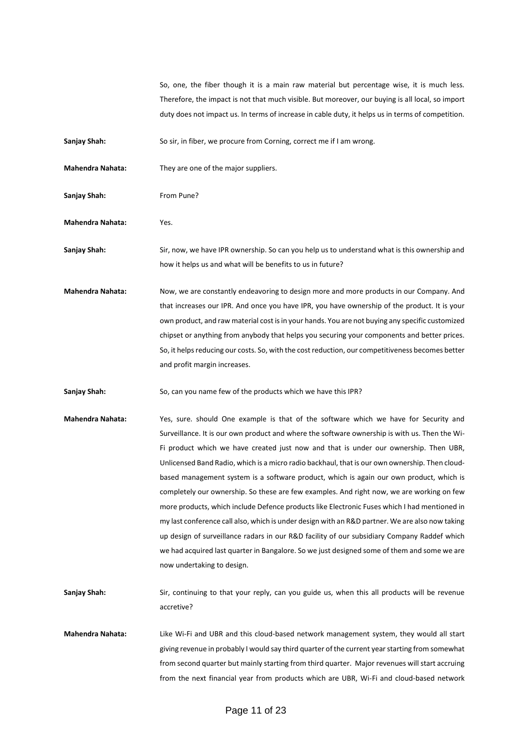So, one, the fiber though it is a main raw material but percentage wise, it is much less. Therefore, the impact is not that much visible. But moreover, our buying is all local, so import duty does not impact us. In terms of increase in cable duty, it helps us in terms of competition.

**Sanjay Shah:** So sir, in fiber, we procure from Corning, correct me if I am wrong.

**Mahendra Nahata:** They are one of the major suppliers.

**Sanjay Shah:** From Pune?

**Mahendra Nahata:** Yes.

**Sanjay Shah:** Sir, now, we have IPR ownership. So can you help us to understand what is this ownership and how it helps us and what will be benefits to us in future?

**Mahendra Nahata:** Now, we are constantly endeavoring to design more and more products in our Company. And that increases our IPR. And once you have IPR, you have ownership of the product. It is your own product, and raw material cost is in your hands. You are not buying any specific customized chipset or anything from anybody that helps you securing your components and better prices. So, it helps reducing our costs. So, with the cost reduction, our competitiveness becomes better and profit margin increases.

**Sanjay Shah:** So, can you name few of the products which we have this IPR?

**Mahendra Nahata:** Yes, sure. should One example is that of the software which we have for Security and Surveillance. It is our own product and where the software ownership is with us. Then the Wi-Fi product which we have created just now and that is under our ownership. Then UBR, Unlicensed Band Radio, which is a micro radio backhaul, that is our own ownership. Then cloud-based management system is a software product, which is again our own product, which is completely our ownership. So these are few examples. And right now, we are working on few more products, which include Defence products like Electronic Fuses which I had mentioned in my last conference call also, which is under design with an R&D partner. We are also now taking up design of surveillance radars in our R&D facility of our subsidiary Company Raddef which we had acquired last quarter in Bangalore. So we just designed some of them and some we are now undertaking to design.

**Sanjay Shah:** Sir, continuing to that your reply, can you guide us, when this all products will be revenue accretive?

**Mahendra Nahata:** Like Wi-Fi and UBR and this cloud-based network management system, they would all start giving revenue in probably I would say third quarter of the current year starting from somewhat from second quarter but mainly starting from third quarter. Major revenues will start accruing from the next financial year from products which are UBR, Wi-Fi and cloud-based network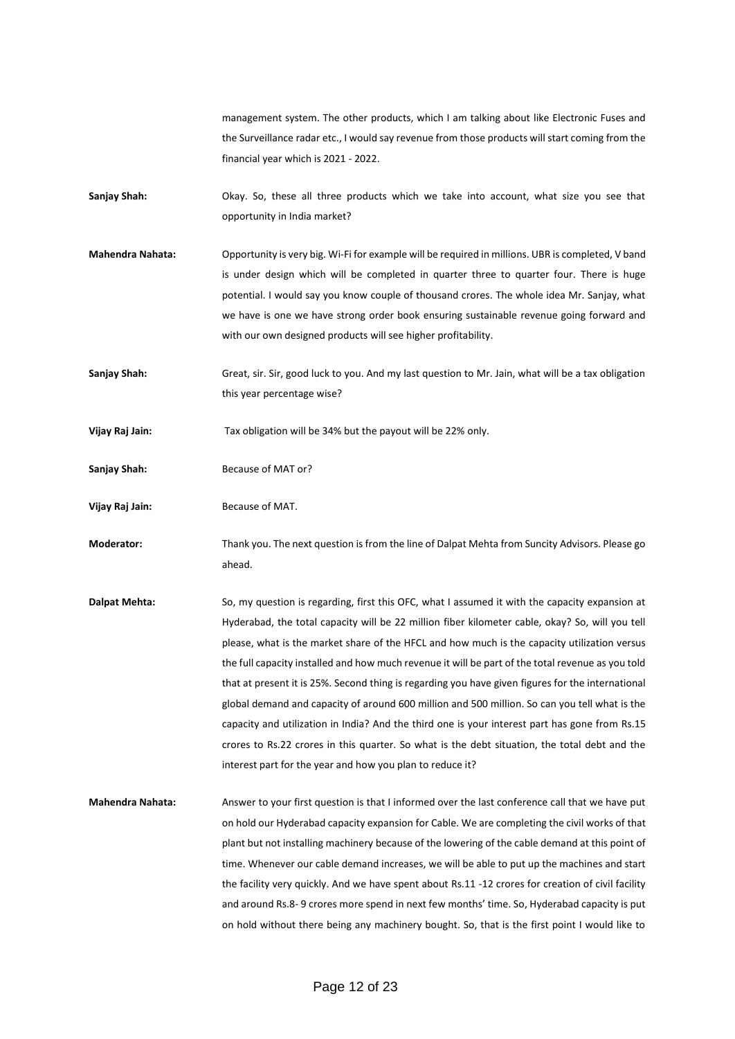management system. The other products, which I am talking about like Electronic Fuses and the Surveillance radar etc., I would say revenue from those products will start coming from the financial year which is 2021 - 2022.

**Sanjay Shah:** Okay. So, these all three products which we take into account, what size you see that opportunity in India market?

**Mahendra Nahata:** Opportunity is very big. Wi-Fi for example will be required in millions. UBR is completed, V band is under design which will be completed in quarter three to quarter four. There is huge potential. I would say you know couple of thousand crores. The whole idea Mr. Sanjay, what we have is one we have strong order book ensuring sustainable revenue going forward and with our own designed products will see higher profitability.

**Sanjay Shah:** Great, sir. Sir, good luck to you. And my last question to Mr. Jain, what will be a tax obligation this year percentage wise?

**Vijay Raj Jain:** Tax obligation will be 34% but the payout will be 22% only.

**Sanjay Shah:** Because of MAT or?

**Vijay Raj Jain:** Because of MAT.

**Moderator:** Thank you. The next question is from the line of Dalpat Mehta from Suncity Advisors. Please go ahead.

**Dalpat Mehta:** So, my question is regarding, first this OFC, what I assumed it with the capacity expansion at Hyderabad, the total capacity will be 22 million fiber kilometer cable, okay? So, will you tell please, what is the market share of the HFCL and how much is the capacity utilization versus the full capacity installed and how much revenue it will be part of the total revenue as you told that at present it is 25%. Second thing is regarding you have given figures for the international global demand and capacity of around 600 million and 500 million. So can you tell what is the capacity and utilization in India? And the third one is your interest part has gone from Rs.15 crores to Rs.22 crores in this quarter. So what is the debt situation, the total debt and the interest part for the year and how you plan to reduce it?

**Mahendra Nahata:** Answer to your first question is that I informed over the last conference call that we have put on hold our Hyderabad capacity expansion for Cable. We are completing the civil works of that plant but not installing machinery because of the lowering of the cable demand at this point of time. Whenever our cable demand increases, we will be able to put up the machines and start the facility very quickly. And we have spent about Rs.11 -12 crores for creation of civil facility and around Rs.8- 9 crores more spend in next few months' time. So, Hyderabad capacity is put on hold without there being any machinery bought. So, that is the first point I would like to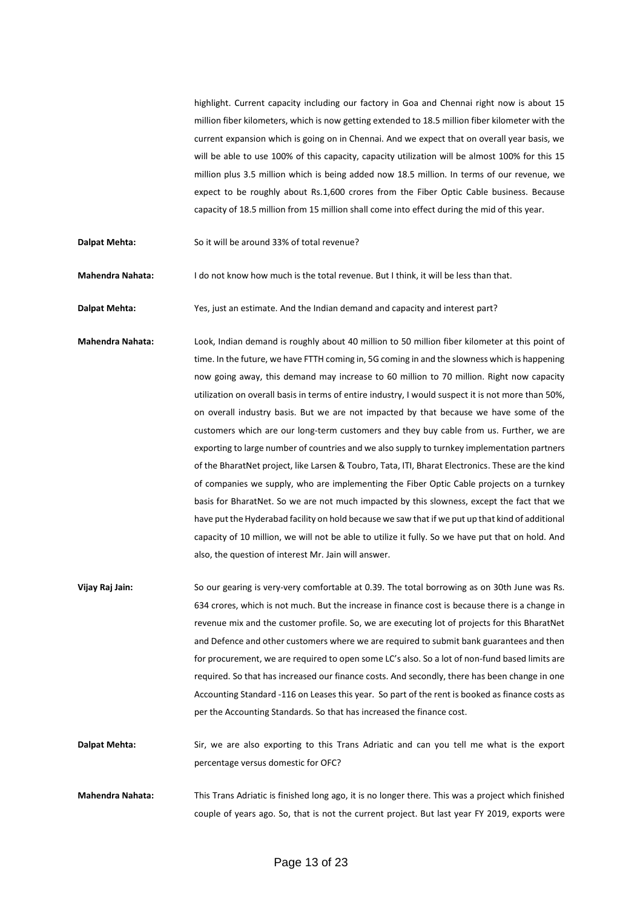highlight. Current capacity including our factory in Goa and Chennai right now is about 15 million fiber kilometers, which is now getting extended to 18.5 million fiber kilometer with the current expansion which is going on in Chennai. And we expect that on overall year basis, we will be able to use 100% of this capacity, capacity utilization will be almost 100% for this 15 million plus 3.5 million which is being added now 18.5 million. In terms of our revenue, we expect to be roughly about Rs.1,600 crores from the Fiber Optic Cable business. Because capacity of 18.5 million from 15 million shall come into effect during the mid of this year.

**Dalpat Mehta:** So it will be around 33% of total revenue?

**Mahendra Nahata:** I do not know how much is the total revenue. But I think, it will be less than that.

**Dalpat Mehta:** Yes, just an estimate. And the Indian demand and capacity and interest part?

**Mahendra Nahata:** Look, Indian demand is roughly about 40 million to 50 million fiber kilometer at this point of time. In the future, we have FTTH coming in, 5G coming in and the slowness which is happening now going away, this demand may increase to 60 million to 70 million. Right now capacity utilization on overall basis in terms of entire industry, I would suspect it is not more than 50%, on overall industry basis. But we are not impacted by that because we have some of the customers which are our long-term customers and they buy cable from us. Further, we are exporting to large number of countries and we also supply to turnkey implementation partners of the BharatNet project, like Larsen & Toubro, Tata, ITI, Bharat Electronics. These are the kind of companies we supply, who are implementing the Fiber Optic Cable projects on a turnkey basis for BharatNet. So we are not much impacted by this slowness, except the fact that we have put the Hyderabad facility on hold because we saw that if we put up that kind of additional capacity of 10 million, we will not be able to utilize it fully. So we have put that on hold. And also, the question of interest Mr. Jain will answer.

**Vijay Raj Jain:** So our gearing is very-very comfortable at 0.39. The total borrowing as on 30th June was Rs. 634 crores, which is not much. But the increase in finance cost is because there is a change in revenue mix and the customer profile. So, we are executing lot of projects for this BharatNet and Defence and other customers where we are required to submit bank guarantees and then for procurement, we are required to open some LC's also. So a lot of non-fund based limits are required. So that has increased our finance costs. And secondly, there has been change in one Accounting Standard -116 on Leases this year. So part of the rent is booked as finance costs as per the Accounting Standards. So that has increased the finance cost.

**Dalpat Mehta:** Sir, we are also exporting to this Trans Adriatic and can you tell me what is the export percentage versus domestic for OFC?

**Mahendra Nahata:** This Trans Adriatic is finished long ago, it is no longer there. This was a project which finished couple of years ago. So, that is not the current project. But last year FY 2019, exports were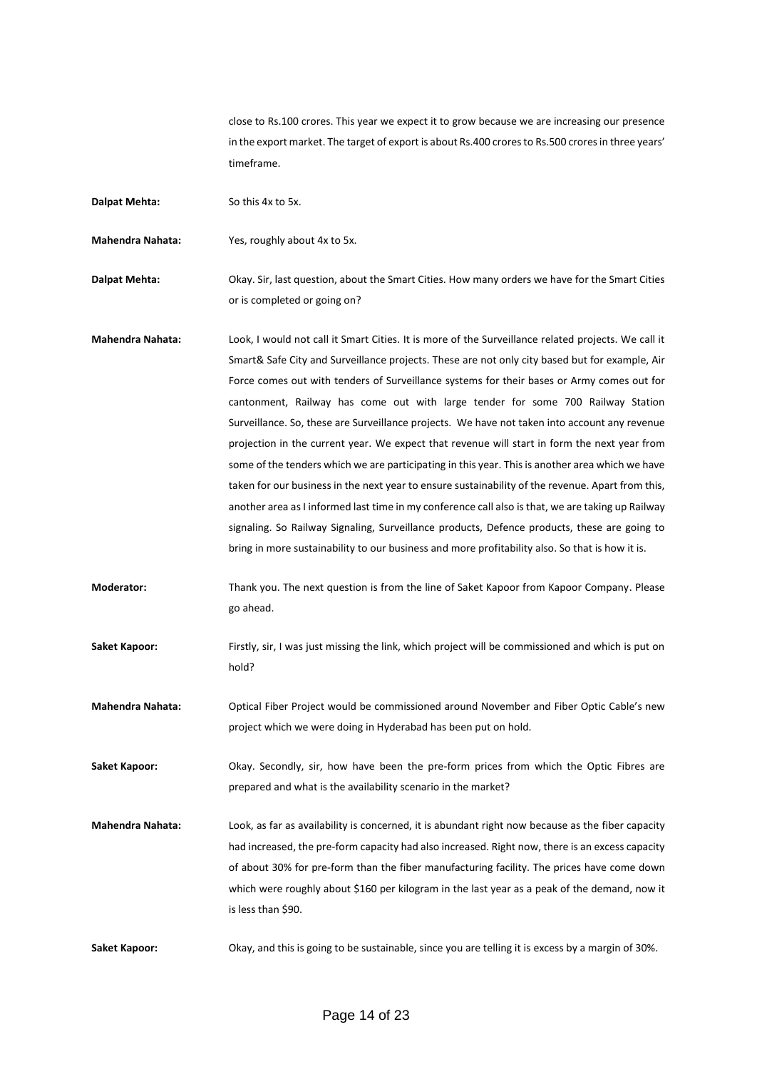close to Rs.100 crores. This year we expect it to grow because we are increasing our presence in the export market. The target of export is about Rs.400 crores to Rs.500 crores in three years' timeframe.

**Dalpat Mehta:** So this 4x to 5x.

**Mahendra Nahata:** Yes, roughly about 4x to 5x.

**Dalpat Mehta:** Okay. Sir, last question, about the Smart Cities. How many orders we have for the Smart Cities or is completed or going on?

**Mahendra Nahata:** Look, I would not call it Smart Cities. It is more of the Surveillance related projects. We call it Smart& Safe City and Surveillance projects. These are not only city based but for example, Air Force comes out with tenders of Surveillance systems for their bases or Army comes out for cantonment, Railway has come out with large tender for some 700 Railway Station Surveillance. So, these are Surveillance projects. We have not taken into account any revenue projection in the current year. We expect that revenue will start in form the next year from some of the tenders which we are participating in this year. This is another area which we have taken for our business in the next year to ensure sustainability of the revenue. Apart from this, another area as I informed last time in my conference call also is that, we are taking up Railway signaling. So Railway Signaling, Surveillance products, Defence products, these are going to bring in more sustainability to our business and more profitability also. So that is how it is.

**Moderator:** Thank you. The next question is from the line of Saket Kapoor from Kapoor Company. Please go ahead.

**Saket Kapoor:** Firstly, sir, I was just missing the link, which project will be commissioned and which is put on hold?

**Mahendra Nahata:** Optical Fiber Project would be commissioned around November and Fiber Optic Cable's new project which we were doing in Hyderabad has been put on hold.

**Saket Kapoor:** Okay. Secondly, sir, how have been the pre-form prices from which the Optic Fibres are prepared and what is the availability scenario in the market?

**Mahendra Nahata:** Look, as far as availability is concerned, it is abundant right now because as the fiber capacity had increased, the pre-form capacity had also increased. Right now, there is an excess capacity of about 30% for pre-form than the fiber manufacturing facility. The prices have come down which were roughly about $160 per kilogram in the last year as a peak of the demand, now it is less than $90.

**Saket Kapoor:** Okay, and this is going to be sustainable, since you are telling it is excess by a margin of 30%.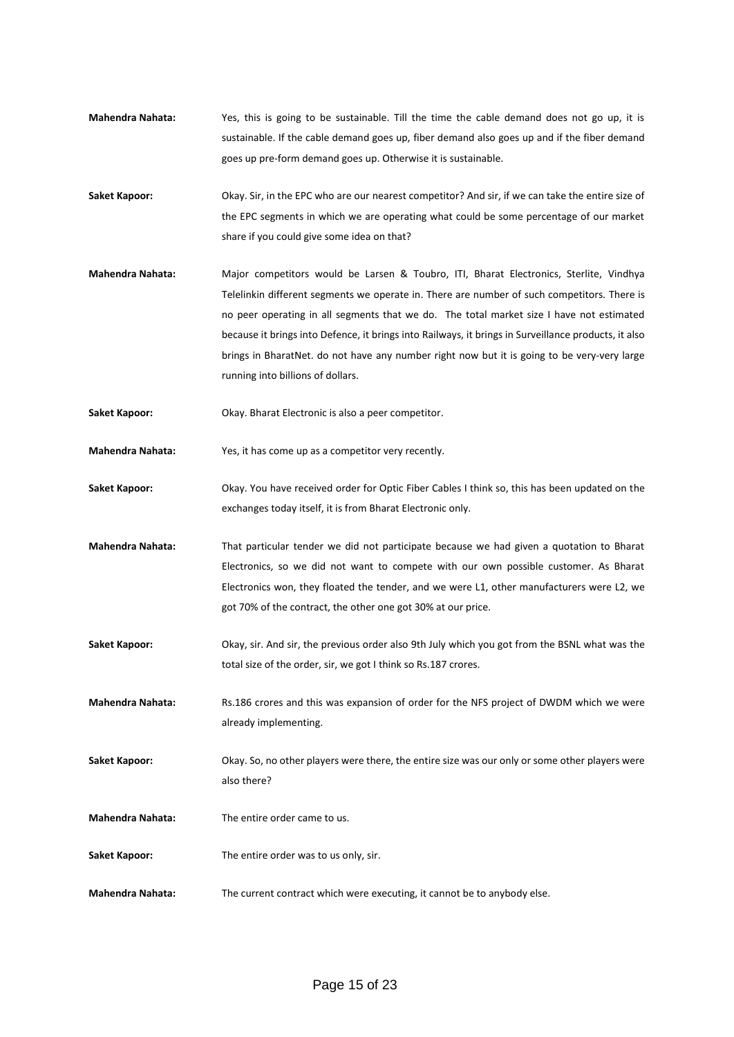**Mahendra Nahata:** Yes, this is going to be sustainable. Till the time the cable demand does not go up, it is sustainable. If the cable demand goes up, fiber demand also goes up and if the fiber demand goes up pre-form demand goes up. Otherwise it is sustainable.

**Saket Kapoor:** Okay. Sir, in the EPC who are our nearest competitor? And sir, if we can take the entire size of the EPC segments in which we are operating what could be some percentage of our market share if you could give some idea on that?

**Mahendra Nahata:** Major competitors would be Larsen & Toubro, ITI, Bharat Electronics, Sterlite, Vindhya Telelinkin different segments we operate in. There are number of such competitors. There is no peer operating in all segments that we do. The total market size I have not estimated because it brings into Defence, it brings into Railways, it brings in Surveillance products, it also brings in BharatNet. do not have any number right now but it is going to be very-very large running into billions of dollars.

**Saket Kapoor:** Okay. Bharat Electronic is also a peer competitor.

**Mahendra Nahata:** Yes, it has come up as a competitor very recently.

**Saket Kapoor:** Okay. You have received order for Optic Fiber Cables I think so, this has been updated on the exchanges today itself, it is from Bharat Electronic only.

**Mahendra Nahata:** That particular tender we did not participate because we had given a quotation to Bharat Electronics, so we did not want to compete with our own possible customer. As Bharat Electronics won, they floated the tender, and we were L1, other manufacturers were L2, we got 70% of the contract, the other one got 30% at our price.

**Saket Kapoor:** Okay, sir. And sir, the previous order also 9th July which you got from the BSNL what was the total size of the order, sir, we got I think so Rs.187 crores.

**Mahendra Nahata:** Rs.186 crores and this was expansion of order for the NFS project of DWDM which we were already implementing.

**Saket Kapoor:** Okay. So, no other players were there, the entire size was our only or some other players were also there?

**Mahendra Nahata:** The entire order came to us.

**Saket Kapoor:** The entire order was to us only, sir.

**Mahendra Nahata:** The current contract which were executing, it cannot be to anybody else.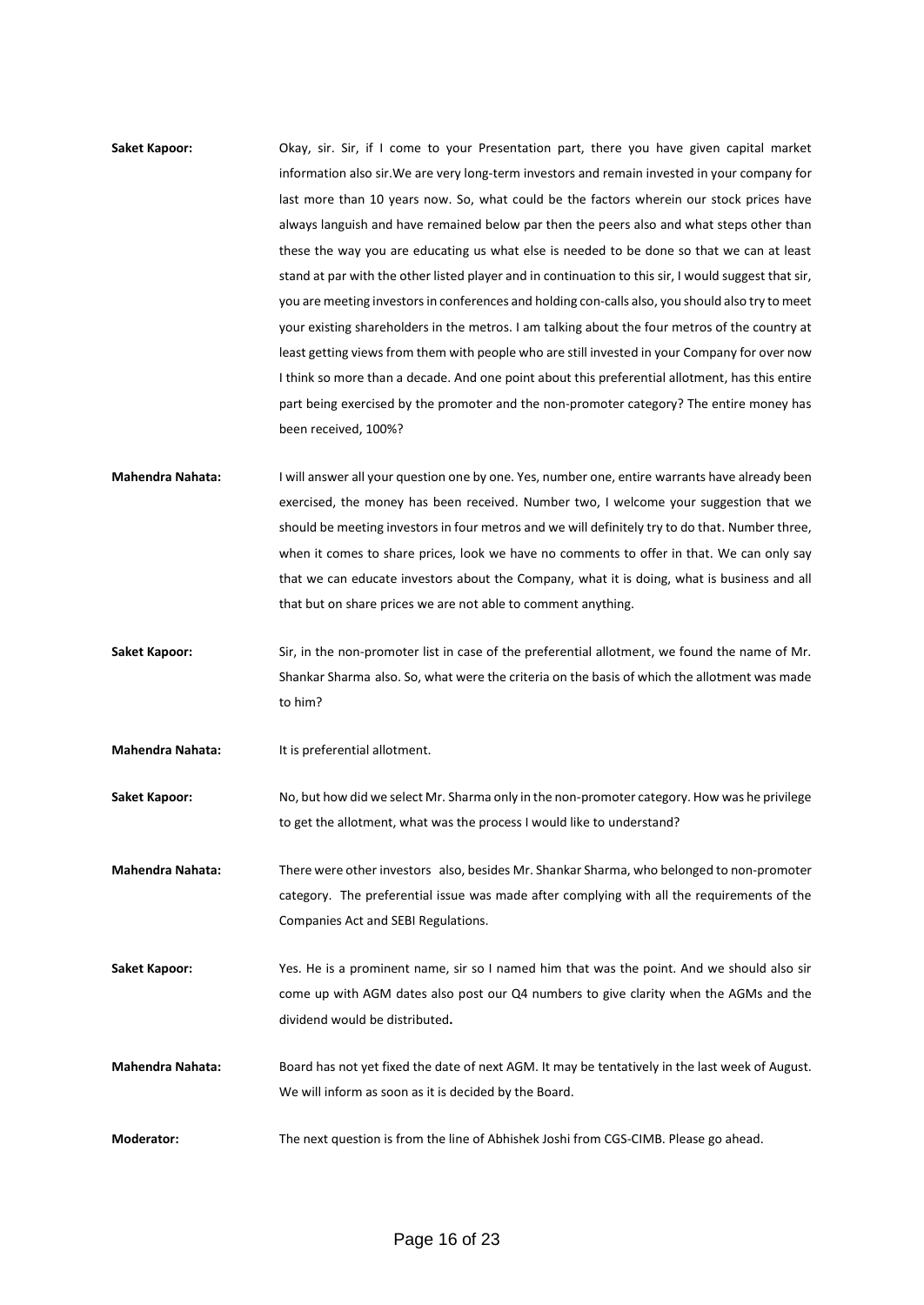**Saket Kapoor:** Okay, sir. Sir, if I come to your Presentation part, there you have given capital market information also sir.We are very long-term investors and remain invested in your company for last more than 10 years now. So, what could be the factors wherein our stock prices have always languish and have remained below par then the peers also and what steps other than these the way you are educating us what else is needed to be done so that we can at least stand at par with the other listed player and in continuation to this sir, I would suggest that sir, you are meeting investors in conferences and holding con-calls also, you should also try to meet your existing shareholders in the metros. I am talking about the four metros of the country at least getting views from them with people who are still invested in your Company for over now I think so more than a decade. And one point about this preferential allotment, has this entire part being exercised by the promoter and the non-promoter category? The entire money has been received, 100%?

**Mahendra Nahata:** I will answer all your question one by one. Yes, number one, entire warrants have already been exercised, the money has been received. Number two, I welcome your suggestion that we should be meeting investors in four metros and we will definitely try to do that. Number three, when it comes to share prices, look we have no comments to offer in that. We can only say that we can educate investors about the Company, what it is doing, what is business and all that but on share prices we are not able to comment anything.

**Saket Kapoor:** Sir, in the non-promoter list in case of the preferential allotment, we found the name of Mr. Shankar Sharma also. So, what were the criteria on the basis of which the allotment was made to him?

**Mahendra Nahata:** It is preferential allotment.

**Saket Kapoor:** No, but how did we select Mr. Sharma only in the non-promoter category. How was he privilege to get the allotment, what was the process I would like to understand?

**Mahendra Nahata:** There were other investors also, besides Mr. Shankar Sharma, who belonged to non-promoter category. The preferential issue was made after complying with all the requirements of the Companies Act and SEBI Regulations.

**Saket Kapoor:** Yes. He is a prominent name, sir so I named him that was the point. And we should also sir come up with AGM dates also post our Q4 numbers to give clarity when the AGMs and the dividend would be distributed**.**

**Mahendra Nahata:** Board has not yet fixed the date of next AGM. It may be tentatively in the last week of August. We will inform as soon as it is decided by the Board.

**Moderator:** The next question is from the line of Abhishek Joshi from CGS-CIMB. Please go ahead.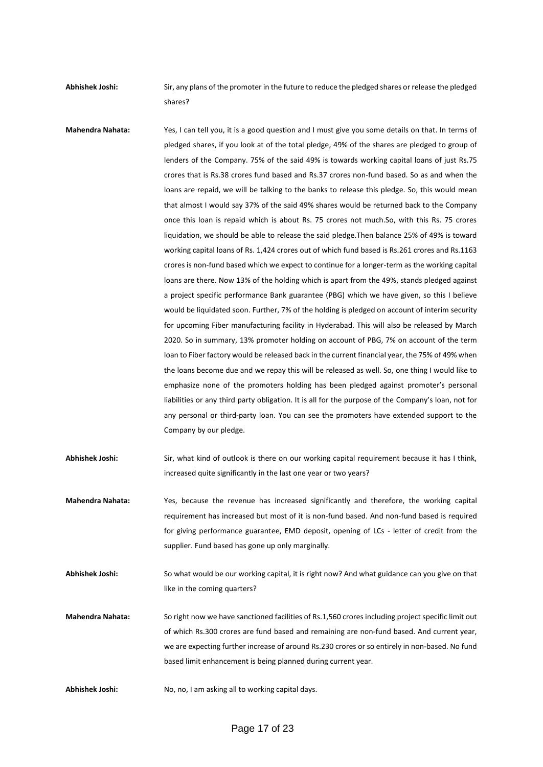**Abhishek Joshi:** Sir, any plans of the promoter in the future to reduce the pledged shares or release the pledged shares?

**Mahendra Nahata:** Yes, I can tell you, it is a good question and I must give you some details on that. In terms of pledged shares, if you look at of the total pledge, 49% of the shares are pledged to group of lenders of the Company. 75% of the said 49% is towards working capital loans of just Rs.75 crores that is Rs.38 crores fund based and Rs.37 crores non-fund based. So as and when the loans are repaid, we will be talking to the banks to release this pledge. So, this would mean that almost I would say 37% of the said 49% shares would be returned back to the Company once this loan is repaid which is about Rs. 75 crores not much.So, with this Rs. 75 crores liquidation, we should be able to release the said pledge.Then balance 25% of 49% is toward working capital loans of Rs. 1,424 crores out of which fund based is Rs.261 crores and Rs.1163 crores is non-fund based which we expect to continue for a longer-term as the working capital loans are there. Now 13% of the holding which is apart from the 49%, stands pledged against a project specific performance Bank guarantee (PBG) which we have given, so this I believe would be liquidated soon. Further, 7% of the holding is pledged on account of interim security for upcoming Fiber manufacturing facility in Hyderabad. This will also be released by March 2020. So in summary, 13% promoter holding on account of PBG, 7% on account of the term loan to Fiber factory would be released back in the current financial year, the 75% of 49% when the loans become due and we repay this will be released as well. So, one thing I would like to emphasize none of the promoters holding has been pledged against promoter's personal liabilities or any third party obligation. It is all for the purpose of the Company's loan, not for any personal or third-party loan. You can see the promoters have extended support to the Company by our pledge.

**Abhishek Joshi:** Sir, what kind of outlook is there on our working capital requirement because it has I think, increased quite significantly in the last one year or two years?

**Mahendra Nahata:** Yes, because the revenue has increased significantly and therefore, the working capital requirement has increased but most of it is non-fund based. And non-fund based is required for giving performance guarantee, EMD deposit, opening of LCs - letter of credit from the supplier. Fund based has gone up only marginally.

**Abhishek Joshi:** So what would be our working capital, it is right now? And what guidance can you give on that like in the coming quarters?

**Mahendra Nahata:** So right now we have sanctioned facilities of Rs.1,560 crores including project specific limit out of which Rs.300 crores are fund based and remaining are non-fund based. And current year, we are expecting further increase of around Rs.230 crores or so entirely in non-based. No fund based limit enhancement is being planned during current year.

**Abhishek Joshi:** No, no, I am asking all to working capital days.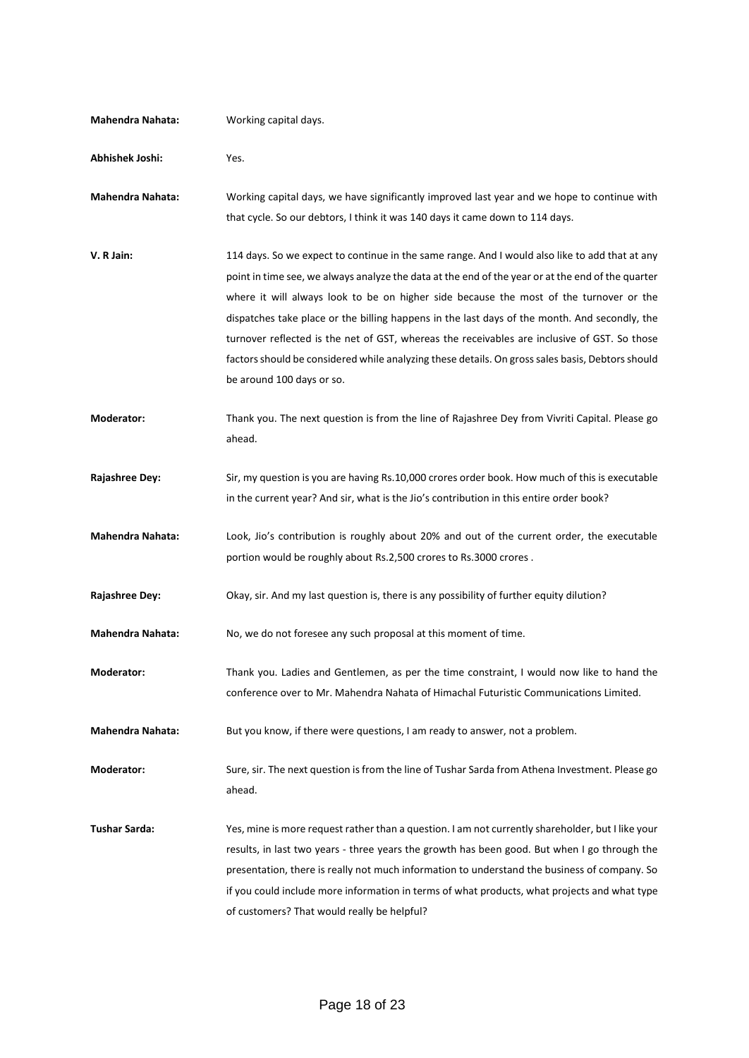**Mahendra Nahata:** Working capital days.

**Abhishek Joshi:** Yes.

**Mahendra Nahata:** Working capital days, we have significantly improved last year and we hope to continue with that cycle. So our debtors, I think it was 140 days it came down to 114 days.

**V. R Jain:** 114 days. So we expect to continue in the same range. And I would also like to add that at any point in time see, we always analyze the data at the end of the year or at the end of the quarter where it will always look to be on higher side because the most of the turnover or the dispatches take place or the billing happens in the last days of the month. And secondly, the turnover reflected is the net of GST, whereas the receivables are inclusive of GST. So those factors should be considered while analyzing these details. On gross sales basis, Debtors should be around 100 days or so.

**Moderator:** Thank you. The next question is from the line of Rajashree Dey from Vivriti Capital. Please go ahead.

**Rajashree Dey:** Sir, my question is you are having Rs.10,000 crores order book. How much of this is executable in the current year? And sir, what is the Jio's contribution in this entire order book?

**Mahendra Nahata:** Look, Jio's contribution is roughly about 20% and out of the current order, the executable portion would be roughly about Rs.2,500 crores to Rs.3000 crores .

**Rajashree Dey:** Okay, sir. And my last question is, there is any possibility of further equity dilution?

**Mahendra Nahata:** No, we do not foresee any such proposal at this moment of time.

**Moderator:** Thank you. Ladies and Gentlemen, as per the time constraint, I would now like to hand the conference over to Mr. Mahendra Nahata of Himachal Futuristic Communications Limited.

**Mahendra Nahata:** But you know, if there were questions, I am ready to answer, not a problem.

**Moderator:** Sure, sir. The next question is from the line of Tushar Sarda from Athena Investment. Please go ahead.

**Tushar Sarda:** Yes, mine is more request rather than a question. I am not currently shareholder, but I like your results, in last two years - three years the growth has been good. But when I go through the presentation, there is really not much information to understand the business of company. So if you could include more information in terms of what products, what projects and what type of customers? That would really be helpful?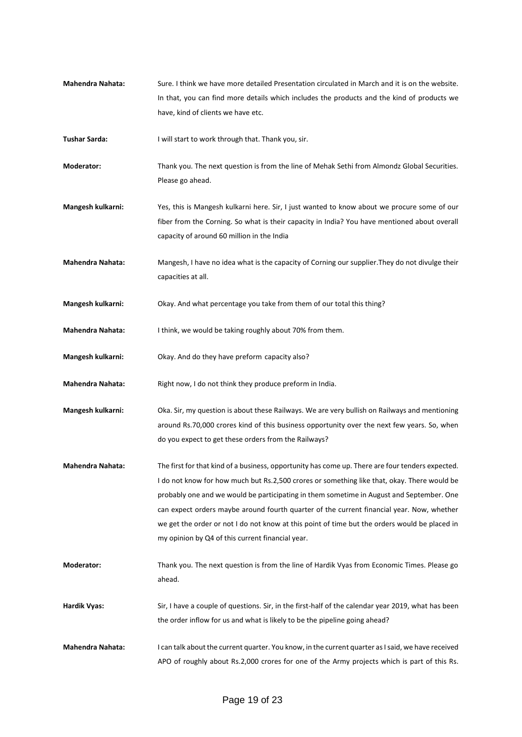**Mahendra Nahata:** Sure. I think we have more detailed Presentation circulated in March and it is on the website. In that, you can find more details which includes the products and the kind of products we have, kind of clients we have etc.

**Tushar Sarda:** I will start to work through that. Thank you, sir.

**Moderator:** Thank you. The next question is from the line of Mehak Sethi from Almondz Global Securities. Please go ahead.

**Mangesh kulkarni:** Yes, this is Mangesh kulkarni here. Sir, I just wanted to know about we procure some of our fiber from the Corning. So what is their capacity in India? You have mentioned about overall capacity of around 60 million in the India

**Mahendra Nahata:** Mangesh, I have no idea what is the capacity of Corning our supplier.They do not divulge their capacities at all.

**Mangesh kulkarni:** Okay. And what percentage you take from them of our total this thing?

**Mahendra Nahata:** I think, we would be taking roughly about 70% from them.

**Mangesh kulkarni:** Okay. And do they have preform capacity also?

**Mahendra Nahata:** Right now, I do not think they produce preform in India.

**Mangesh kulkarni:** Oka. Sir, my question is about these Railways. We are very bullish on Railways and mentioning around Rs.70,000 crores kind of this business opportunity over the next few years. So, when do you expect to get these orders from the Railways?

**Mahendra Nahata:** The first for that kind of a business, opportunity has come up. There are four tenders expected. I do not know for how much but Rs.2,500 crores or something like that, okay. There would be probably one and we would be participating in them sometime in August and September. One can expect orders maybe around fourth quarter of the current financial year. Now, whether we get the order or not I do not know at this point of time but the orders would be placed in my opinion by Q4 of this current financial year.

**Moderator:** Thank you. The next question is from the line of Hardik Vyas from Economic Times. Please go ahead.

**Hardik Vyas:** Sir, I have a couple of questions. Sir, in the first-half of the calendar year 2019, what has been the order inflow for us and what is likely to be the pipeline going ahead?

**Mahendra Nahata:** I can talk about the current quarter. You know, in the current quarter as I said, we have received APO of roughly about Rs.2,000 crores for one of the Army projects which is part of this Rs.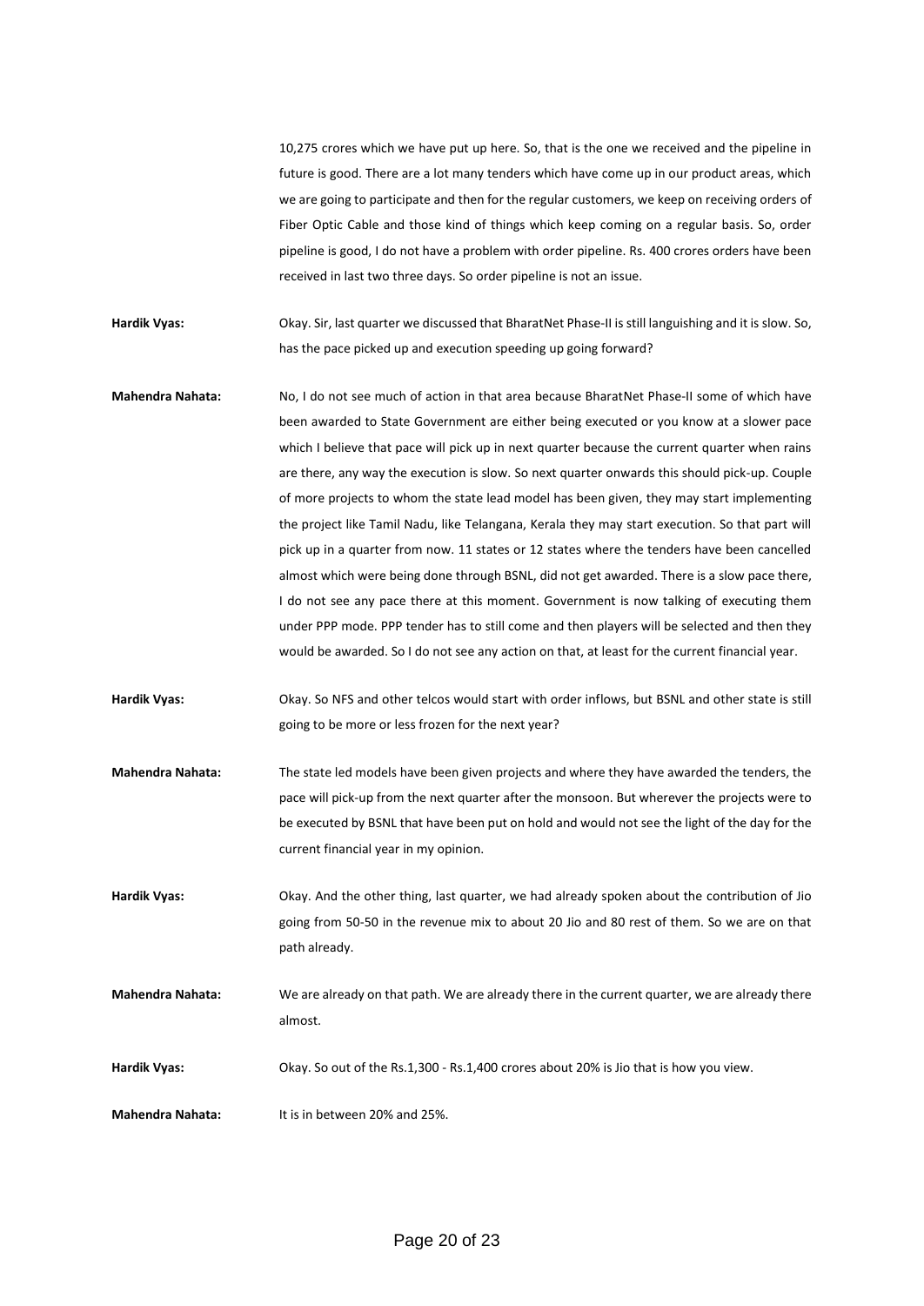10,275 crores which we have put up here. So, that is the one we received and the pipeline in future is good. There are a lot many tenders which have come up in our product areas, which we are going to participate and then for the regular customers, we keep on receiving orders of Fiber Optic Cable and those kind of things which keep coming on a regular basis. So, order pipeline is good, I do not have a problem with order pipeline. Rs. 400 crores orders have been received in last two three days. So order pipeline is not an issue.

**Hardik Vyas:** Okay. Sir, last quarter we discussed that BharatNet Phase-II is still languishing and it is slow. So, has the pace picked up and execution speeding up going forward?

**Mahendra Nahata:** No, I do not see much of action in that area because BharatNet Phase-II some of which have been awarded to State Government are either being executed or you know at a slower pace which I believe that pace will pick up in next quarter because the current quarter when rains are there, any way the execution is slow. So next quarter onwards this should pick-up. Couple of more projects to whom the state lead model has been given, they may start implementing the project like Tamil Nadu, like Telangana, Kerala they may start execution. So that part will pick up in a quarter from now. 11 states or 12 states where the tenders have been cancelled almost which were being done through BSNL, did not get awarded. There is a slow pace there, I do not see any pace there at this moment. Government is now talking of executing them under PPP mode. PPP tender has to still come and then players will be selected and then they would be awarded. So I do not see any action on that, at least for the current financial year.

**Hardik Vyas:** Okay. So NFS and other telcos would start with order inflows, but BSNL and other state is still going to be more or less frozen for the next year?

**Mahendra Nahata:** The state led models have been given projects and where they have awarded the tenders, the pace will pick-up from the next quarter after the monsoon. But wherever the projects were to be executed by BSNL that have been put on hold and would not see the light of the day for the current financial year in my opinion.

**Hardik Vyas:** Okay. And the other thing, last quarter, we had already spoken about the contribution of Jio going from 50-50 in the revenue mix to about 20 Jio and 80 rest of them. So we are on that path already.

**Mahendra Nahata:** We are already on that path. We are already there in the current quarter, we are already there almost.

**Hardik Vyas:** Okay. So out of the Rs.1,300 - Rs.1,400 crores about 20% is Jio that is how you view.

**Mahendra Nahata:** It is in between 20% and 25%.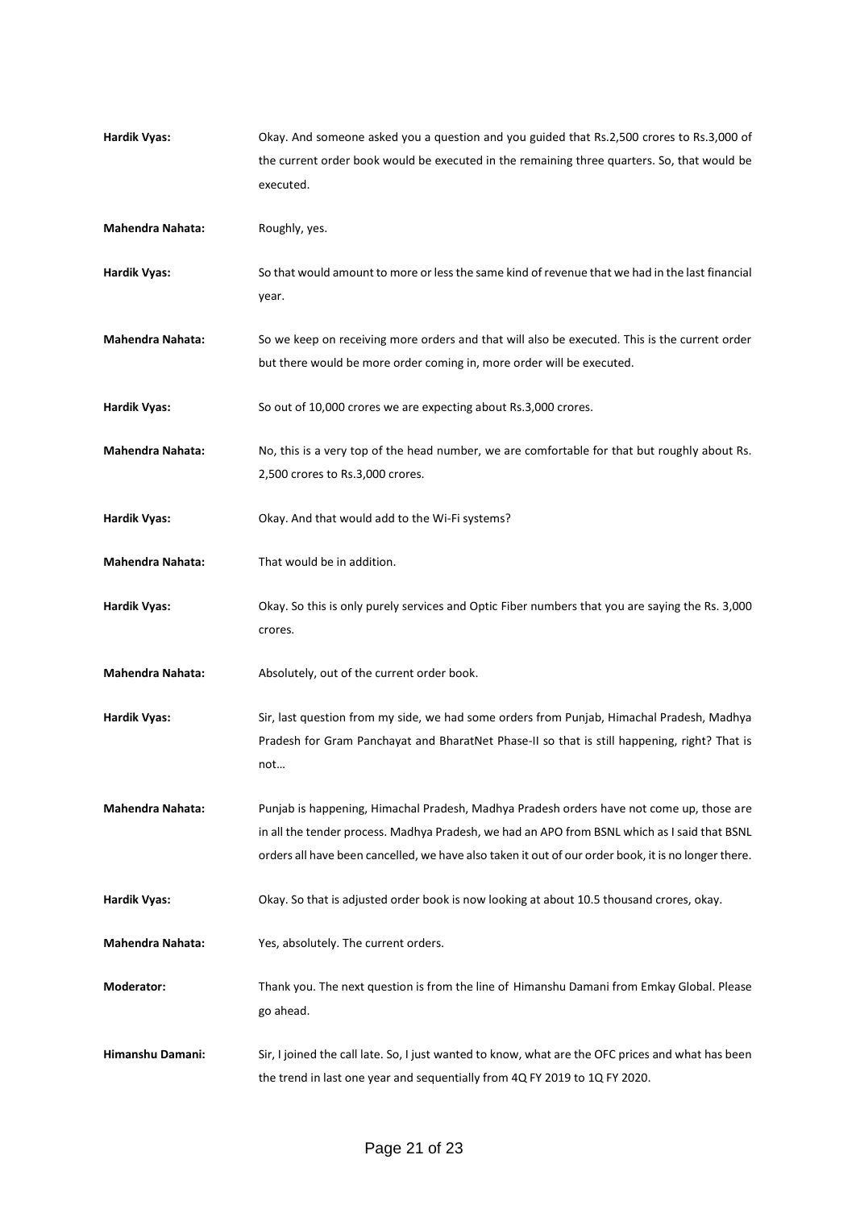**Hardik Vyas:** Okay. And someone asked you a question and you guided that Rs.2,500 crores to Rs.3,000 of the current order book would be executed in the remaining three quarters. So, that would be executed.

**Mahendra Nahata:** Roughly, yes.

**Hardik Vyas:** So that would amount to more or less the same kind of revenue that we had in the last financial year.

**Mahendra Nahata:** So we keep on receiving more orders and that will also be executed. This is the current order but there would be more order coming in, more order will be executed.

**Hardik Vyas:** So out of 10,000 crores we are expecting about Rs.3,000 crores.

**Mahendra Nahata:** No, this is a very top of the head number, we are comfortable for that but roughly about Rs. 2,500 crores to Rs.3,000 crores.

**Hardik Vyas:** Okay. And that would add to the Wi-Fi systems?

**Mahendra Nahata:** That would be in addition.

**Hardik Vyas:** Okay. So this is only purely services and Optic Fiber numbers that you are saying the Rs. 3,000 crores.

**Mahendra Nahata:** Absolutely, out of the current order book.

**Hardik Vyas:** Sir, last question from my side, we had some orders from Punjab, Himachal Pradesh, Madhya Pradesh for Gram Panchayat and BharatNet Phase-II so that is still happening, right? That is not…

**Mahendra Nahata:** Punjab is happening, Himachal Pradesh, Madhya Pradesh orders have not come up, those are in all the tender process. Madhya Pradesh, we had an APO from BSNL which as I said that BSNL orders all have been cancelled, we have also taken it out of our order book, it is no longer there.

**Hardik Vyas:** Okay. So that is adjusted order book is now looking at about 10.5 thousand crores, okay.

**Mahendra Nahata:** Yes, absolutely. The current orders.

**Moderator:** Thank you. The next question is from the line of Himanshu Damani from Emkay Global. Please go ahead.

**Himanshu Damani:** Sir, I joined the call late. So, I just wanted to know, what are the OFC prices and what has been the trend in last one year and sequentially from 4Q FY 2019 to 1Q FY 2020.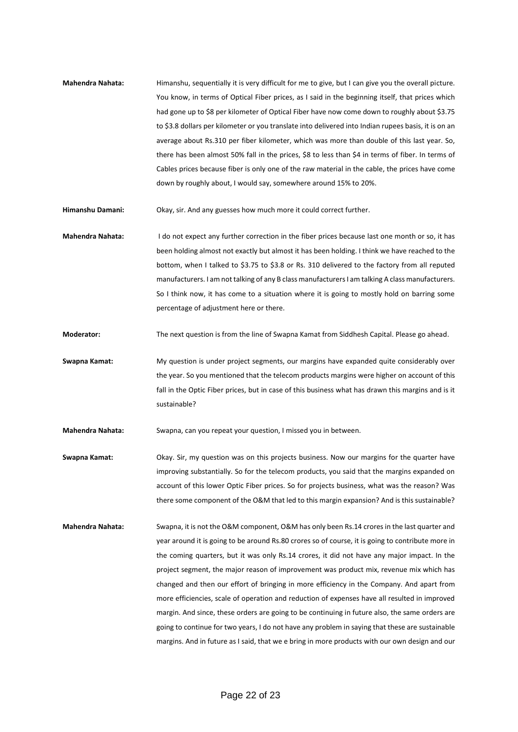**Mahendra Nahata:** Himanshu, sequentially it is very difficult for me to give, but I can give you the overall picture. You know, in terms of Optical Fiber prices, as I said in the beginning itself, that prices which had gone up to $8 per kilometer of Optical Fiber have now come down to roughly about $3.75 to $3.8 dollars per kilometer or you translate into delivered into Indian rupees basis, it is on an average about Rs.310 per fiber kilometer, which was more than double of this last year. So, there has been almost 50% fall in the prices, $8 to less than $4 in terms of fiber. In terms of Cables prices because fiber is only one of the raw material in the cable, the prices have come down by roughly about, I would say, somewhere around 15% to 20%.

**Himanshu Damani:** Okay, sir. And any guesses how much more it could correct further.

**Mahendra Nahata:** I do not expect any further correction in the fiber prices because last one month or so, it has been holding almost not exactly but almost it has been holding. I think we have reached to the bottom, when I talked to $3.75 to $3.8 or Rs. 310 delivered to the factory from all reputed manufacturers. I am not talking of any B class manufacturers I am talking A class manufacturers. So I think now, it has come to a situation where it is going to mostly hold on barring some percentage of adjustment here or there.

**Moderator:** The next question is from the line of Swapna Kamat from Siddhesh Capital. Please go ahead.

**Swapna Kamat:** My question is under project segments, our margins have expanded quite considerably over the year. So you mentioned that the telecom products margins were higher on account of this fall in the Optic Fiber prices, but in case of this business what has drawn this margins and is it sustainable?

**Mahendra Nahata:** Swapna, can you repeat your question, I missed you in between.

**Swapna Kamat:** Okay. Sir, my question was on this projects business. Now our margins for the quarter have improving substantially. So for the telecom products, you said that the margins expanded on account of this lower Optic Fiber prices. So for projects business, what was the reason? Was there some component of the O&M that led to this margin expansion? And is this sustainable?

**Mahendra Nahata:** Swapna, it is not the O&M component, O&M has only been Rs.14 crores in the last quarter and year around it is going to be around Rs.80 crores so of course, it is going to contribute more in the coming quarters, but it was only Rs.14 crores, it did not have any major impact. In the project segment, the major reason of improvement was product mix, revenue mix which has changed and then our effort of bringing in more efficiency in the Company. And apart from more efficiencies, scale of operation and reduction of expenses have all resulted in improved margin. And since, these orders are going to be continuing in future also, the same orders are going to continue for two years, I do not have any problem in saying that these are sustainable margins. And in future as I said, that we e bring in more products with our own design and our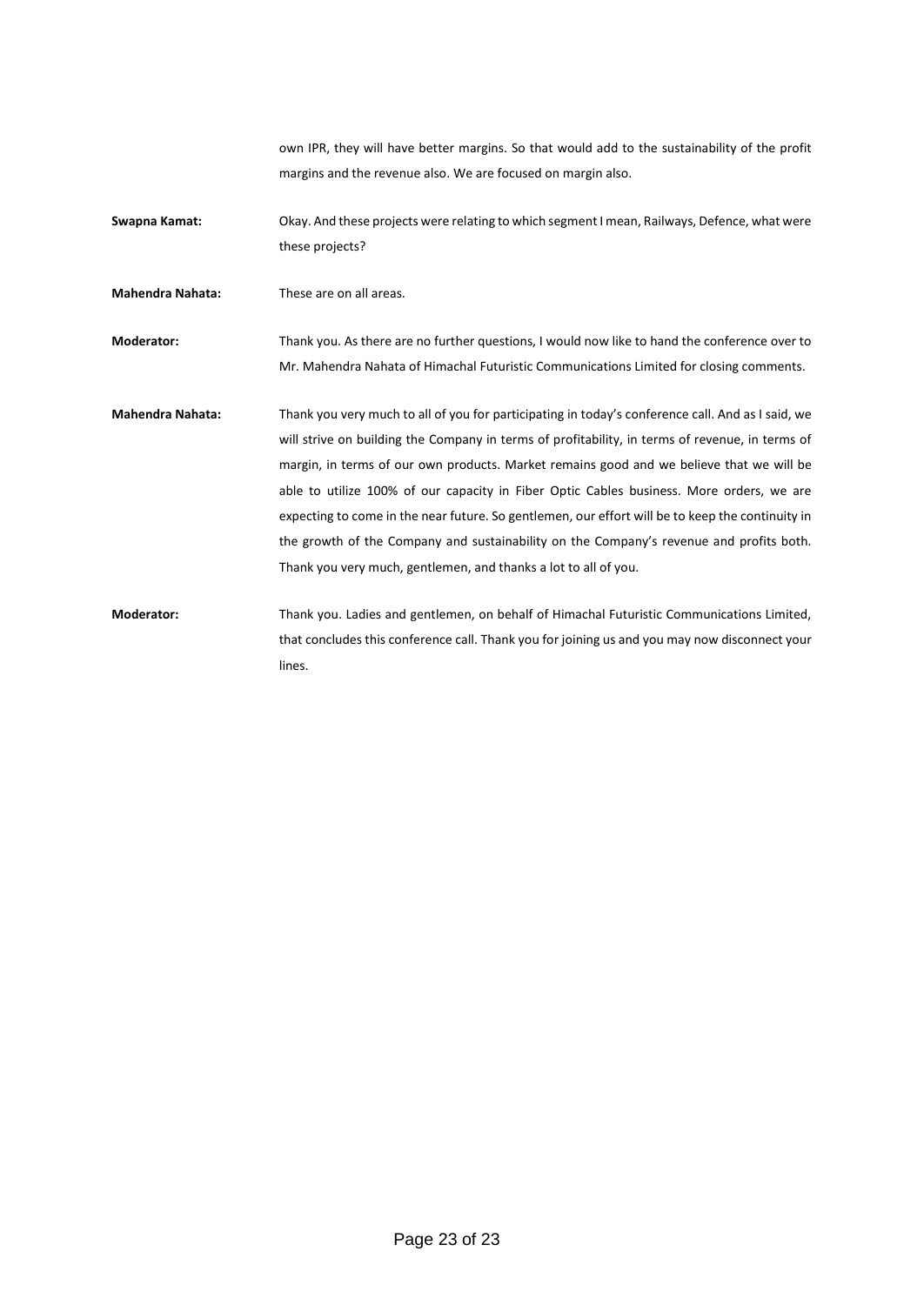own IPR, they will have better margins. So that would add to the sustainability of the profit margins and the revenue also. We are focused on margin also.

**Swapna Kamat:** Okay. And these projects were relating to which segment I mean, Railways, Defence, what were these projects?

**Mahendra Nahata:** These are on all areas.

**Moderator:** Thank you. As there are no further questions, I would now like to hand the conference over to Mr. Mahendra Nahata of Himachal Futuristic Communications Limited for closing comments.

**Mahendra Nahata:** Thank you very much to all of you for participating in today's conference call. And as I said, we will strive on building the Company in terms of profitability, in terms of revenue, in terms of margin, in terms of our own products. Market remains good and we believe that we will be able to utilize 100% of our capacity in Fiber Optic Cables business. More orders, we are expecting to come in the near future. So gentlemen, our effort will be to keep the continuity in the growth of the Company and sustainability on the Company's revenue and profits both. Thank you very much, gentlemen, and thanks a lot to all of you.

**Moderator:** Thank you. Ladies and gentlemen, on behalf of Himachal Futuristic Communications Limited, that concludes this conference call. Thank you for joining us and you may now disconnect your lines.